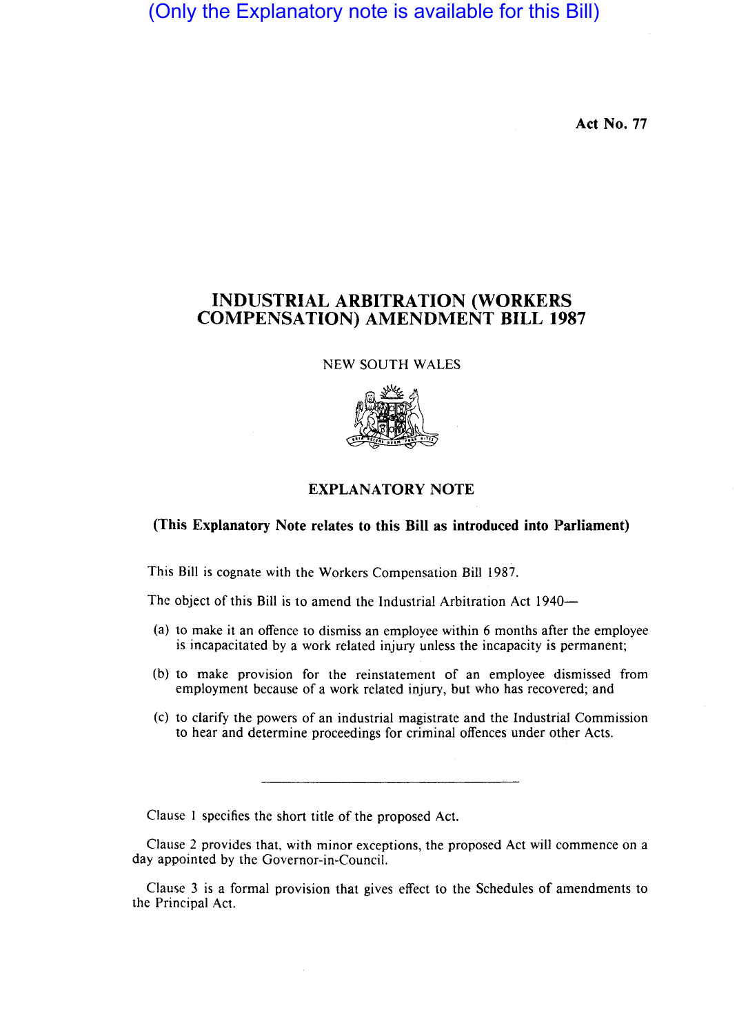(Only the Explanatory note is available for this Bill)

**Act No. 77**

# INDUSTRIAL ARBITRATION (WORKERS COMPENSATION) AMENDMENT BILL 1987

NEW SOUTH WALES

## EXPLANATORY NOTE

**(This Explanatory Note relates to this Bill as introduced into Parliament)**

This Bill is cognate with the Workers Compensation Bill 1987.

The object of this Bill is to amend the Industrial Arbitration Act 1940—

(a) to make it an offence to dismiss an employee within 6 months after the employee is incapacitated by a work related injury unless the incapacity is permanent;

(b) to make provision for the reinstatement of an employee dismissed from employment because of a work related injury, but who has recovered; and

(c) to clarify the powers of an industrial magistrate and the Industrial Commission to hear and determine proceedings for criminal offences under other Acts.

---

Clause 1 specifies the short title of the proposed Act.

Clause 2 provides that, with minor exceptions, the proposed Act will commence on a day appointed by the Governor-in-Council.

Clause 3 is a formal provision that gives effect to the Schedules of amendments to the Principal Act.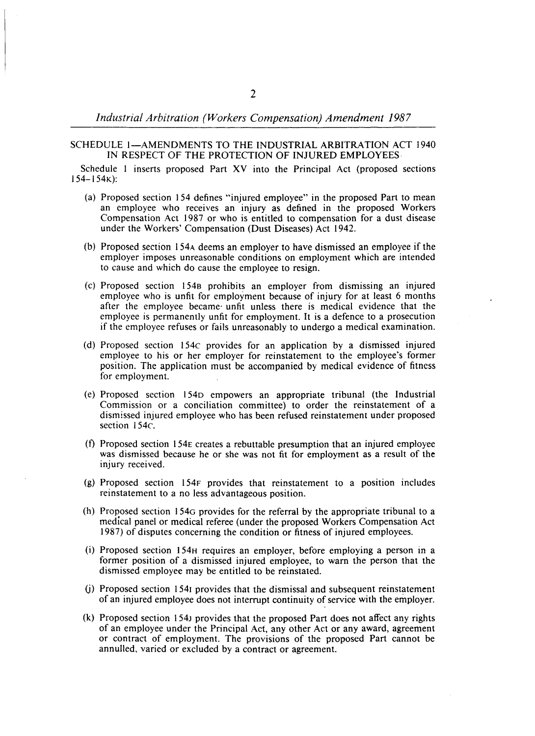## SCHEDULE 1—AMENDMENTS TO THE INDUSTRIAL ARBITRATION ACT 1940 IN RESPECT OF THE PROTECTION OF INJURED EMPLOYEES

Schedule 1 inserts proposed Part XV into the Principal Act (proposed sections 154–154K):

(a) Proposed section 154 defines "injured employee" in the proposed Part to mean an employee who receives an injury as defined in the proposed Workers Compensation Act 1987 or who is entitled to compensation for a dust disease under the Workers' Compensation (Dust Diseases) Act 1942.

(b) Proposed section 154A deems an employer to have dismissed an employee if the employer imposes unreasonable conditions on employment which are intended to cause and which do cause the employee to resign.

(c) Proposed section 154B prohibits an employer from dismissing an injured employee who is unfit for employment because of injury for at least 6 months after the employee became unfit unless there is medical evidence that the employee is permanently unfit for employment. It is a defence to a prosecution if the employee refuses or fails unreasonably to undergo a medical examination.

(d) Proposed section 154C provides for an application by a dismissed injured employee to his or her employer for reinstatement to the employee's former position. The application must be accompanied by medical evidence of fitness for employment.

(e) Proposed section 154D empowers an appropriate tribunal (the Industrial Commission or a conciliation committee) to order the reinstatement of a dismissed injured employee who has been refused reinstatement under proposed section 154C.

(f) Proposed section 154E creates a rebuttable presumption that an injured employee was dismissed because he or she was not fit for employment as a result of the injury received.

(g) Proposed section 154F provides that reinstatement to a position includes reinstatement to a no less advantageous position.

(h) Proposed section 154G provides for the referral by the appropriate tribunal to a medical panel or medical referee (under the proposed Workers Compensation Act 1987) of disputes concerning the condition or fitness of injured employees.

(i) Proposed section 154H requires an employer, before employing a person in a former position of a dismissed injured employee, to warn the person that the dismissed employee may be entitled to be reinstated.

(j) Proposed section 154I provides that the dismissal and subsequent reinstatement of an injured employee does not interrupt continuity of service with the employer.

(k) Proposed section 154J provides that the proposed Part does not affect any rights of an employee under the Principal Act, any other Act or any award, agreement or contract of employment. The provisions of the proposed Part cannot be annulled, varied or excluded by a contract or agreement.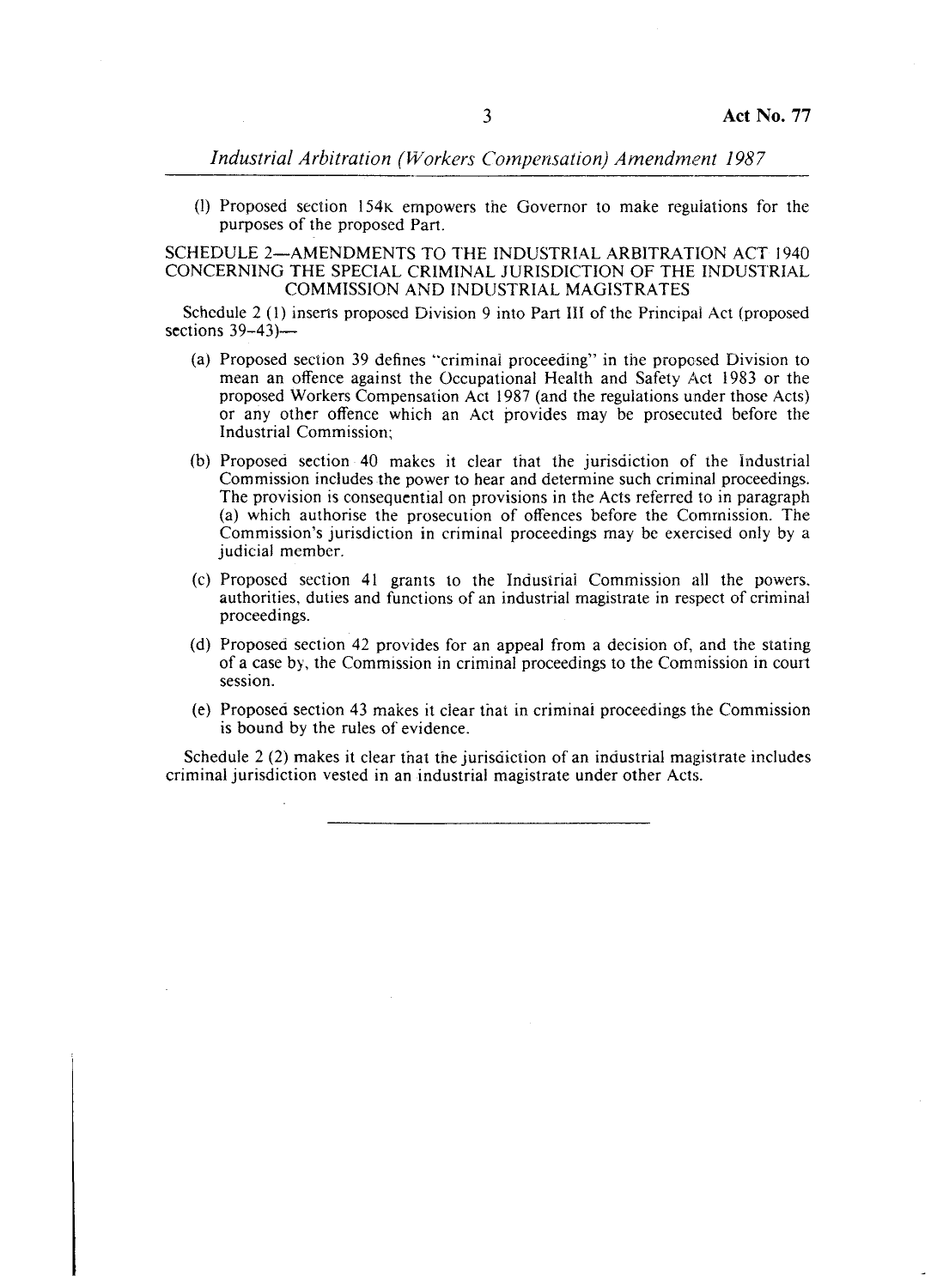(l) Proposed section 154K empowers the Governor to make regulations for the purposes of the proposed Part.

## SCHEDULE 2—AMENDMENTS TO THE INDUSTRIAL ARBITRATION ACT 1940 CONCERNING THE SPECIAL CRIMINAL JURISDICTION OF THE INDUSTRIAL COMMISSION AND INDUSTRIAL MAGISTRATES

Schedule 2 (1) inserts proposed Division 9 into Part III of the Principal Act (proposed sections 39–43)—

(a) Proposed section 39 defines "criminal proceeding" in the proposed Division to mean an offence against the Occupational Health and Safety Act 1983 or the proposed Workers Compensation Act 1987 (and the regulations under those Acts) or any other offence which an Act provides may be prosecuted before the Industrial Commission;

(b) Proposed section 40 makes it clear that the jurisdiction of the Industrial Commission includes the power to hear and determine such criminal proceedings. The provision is consequential on provisions in the Acts referred to in paragraph (a) which authorise the prosecution of offences before the Commission. The Commission's jurisdiction in criminal proceedings may be exercised only by a judicial member.

(c) Proposed section 41 grants to the Industrial Commission all the powers, authorities, duties and functions of an industrial magistrate in respect of criminal proceedings.

(d) Proposed section 42 provides for an appeal from a decision of, and the stating of a case by, the Commission in criminal proceedings to the Commission in court session.

(e) Proposed section 43 makes it clear that in criminal proceedings the Commission is bound by the rules of evidence.

Schedule 2 (2) makes it clear that the jurisdiction of an industrial magistrate includes criminal jurisdiction vested in an industrial magistrate under other Acts.